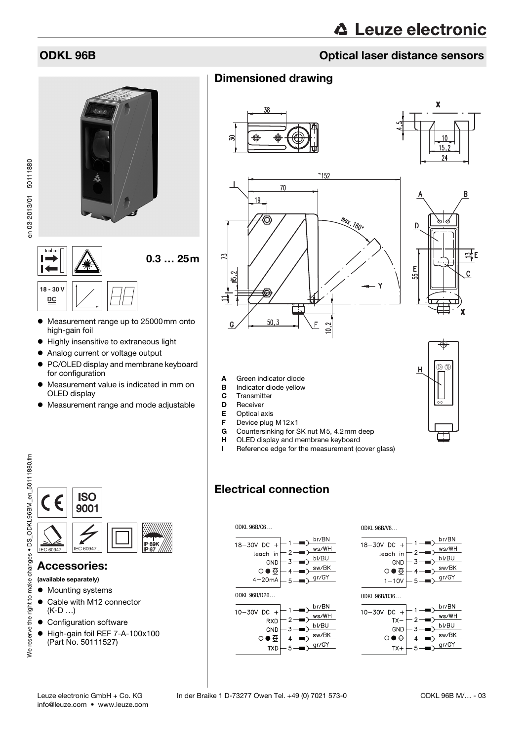# ODKL 96B

## Optical laser distance sensors

0.3 … 25m

18 - 30 V DC

- Measurement range up to 25000mm onto high-gain foil
- Highly insensitive to extraneous light
- Analog current or voltage output
- PC/OLED display and membrane keyboard for configuration
- Measurement value is indicated in mm on OLED display
- Measurement range and mode adjustable

IEC 60947... IEC 60947... IP 69K IP 67

## Accessories:

**(available separately)**

- Mounting systems
- Cable with M12 connector (K-D …)
- Configuration software
- High-gain foil REF 7-A-100x100 (Part No. 50111527)

## Dimensioned drawing

- **A** Green indicator diode
- **B** Indicator diode yellow
- **C** Transmitter
- **D** Receiver
- **E** Optical axis
- **F** Device plug M12x1
- **G** Countersinking for SK nut M5, 4.2mm deep
- **H** OLED display and membrane keyboard
- **I** Reference edge for the measurement (cover glass)

## Electrical connection

ODKL 96B/C6…

| | Pin | Color |
|---|---|---|
| 18–30V DC + | 1 | br/BN |
| teach in | 2 | ws/WH |
| GND | 3 | bl/BU |
| ○●⊗ | 4 | sw/BK |
| 4–20mA | 5 | gr/GY |

ODKL 96B/V6…

| | Pin | Color |
|---|---|---|
| 18–30V DC + | 1 | br/BN |
| teach in | 2 | ws/WH |
| GND | 3 | bl/BU |
| ○●⊗ | 4 | sw/BK |
| 1–10V | 5 | gr/GY |

ODKL 96B/D26…

| | Pin | Color |
|---|---|---|
| 10–30V DC + | 1 | br/BN |
| RXD | 2 | ws/WH |
| GND | 3 | bl/BU |
| ○●⊗ | 4 | sw/BK |
| TXD | 5 | gr/GY |

ODKL 96B/D36…

| | Pin | Color |
|---|---|---|
| 10–30V DC + | 1 | br/BN |
| TX– | 2 | ws/WH |
| GND | 3 | bl/BU |
| ○●⊗ | 4 | sw/BK |
| TX+ | 5 | gr/GY |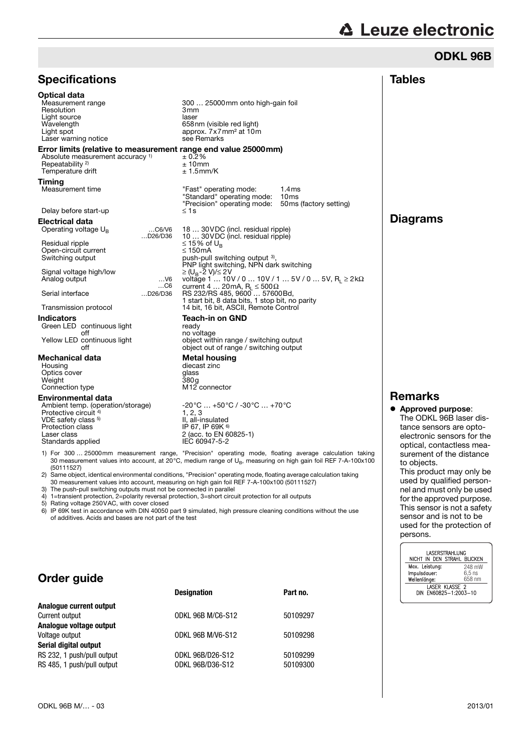# ODKL 96B

## Specifications

**Optical data**

| | |
|---|---|
| Measurement range | 300 … 25000mm onto high-gain foil |
| Resolution | 3mm |
| Light source | laser |
| Wavelength | 658nm (visible red light) |
| Light spot | approx. 7x7mm² at 10m |
| Laser warning notice | see Remarks |

**Error limits (relative to measurement range end value 25000mm)**

| | |
|---|---|
| Absolute measurement accuracy [1] | ± 0.2% |
| Repeatability [2] | ± 10mm |
| Temperature drift | ± 1.5mm/K |

**Timing**

| | |
|---|---|
| Measurement time | "Fast" operating mode: 1.4ms<br>"Standard" operating mode: 10ms<br>"Precision" operating mode: 50ms (factory setting) |
| Delay before start-up | ≤ 1s |

**Electrical data**

| | | |
|---|---|---|
| Operating voltage $U_B$ | …C6/V6 | 18 … 30VDC (incl. residual ripple) |
| | …D26/D36 | 10 … 30VDC (incl. residual ripple) |
| Residual ripple | | ≤ 15% of $U_B$ |
| Open-circuit current | | ≤ 150mA |
| Switching output | | push-pull switching output [3],<br>PNP light switching, NPN dark switching |
| Signal voltage high/low | | ≥ ($U_B$-2 V)/≤ 2V |
| Analog output | …V6 | voltage 1 … 10V / 0 … 10V / 1 … 5V / 0 … 5V, $R_L$ ≥ 2kΩ |
| | …C6 | current 4 … 20mA, $R_L$ ≤ 500Ω |
| Serial interface | …D26/D36 | RS 232/RS 485, 9600 … 57600Bd,<br>1 start bit, 8 data bits, 1 stop bit, no parity |
| Transmission protocol | | 14 bit, 16 bit, ASCII, Remote Control |

**Indicators** — **Teach-in on GND**

| | |
|---|---|
| Green LED continuous light | ready |
| off | no voltage |
| Yellow LED continuous light | object within range / switching output |
| off | object out of range / switching output |

**Mechanical data** — **Metal housing**

| | |
|---|---|
| Housing | diecast zinc |
| Optics cover | glass |
| Weight | 380g |
| Connection type | M12 connector |

**Environmental data**

| | |
|---|---|
| Ambient temp. (operation/storage) | -20°C … +50°C / -30°C … +70°C |
| Protective circuit [4] | 1, 2, 3 |
| VDE safety class [5] | II, all-insulated |
| Protection class | IP 67, IP 69K [6] |
| Laser class | 2 (acc. to EN 60825-1) |
| Standards applied | IEC 60947-5-2 |

1) For 300 … 25000mm measurement range, "Precision" operating mode, floating average calculation taking 30 measurement values into account, at 20°C, medium range of $U_B$, measuring on high gain foil REF 7-A-100x100 (50111527)
2) Same object, identical environmental conditions, "Precision" operating mode, floating average calculation taking 30 measurement values into account, measuring on high gain foil REF 7-A-100x100 (50111527)
3) The push-pull switching outputs must not be connected in parallel
4) 1=transient protection, 2=polarity reversal protection, 3=short circuit protection for all outputs
5) Rating voltage 250VAC, with cover closed
6) IP 69K test in accordance with DIN 40050 part 9 simulated, high pressure cleaning conditions without the use of additives. Acids and bases are not part of the test

## Order guide

| | Designation | Part no. |
|---|---|---|
| **Analogue current output** | | |
| Current output | ODKL 96B M/C6-S12 | 50109297 |
| **Analogue voltage output** | | |
| Voltage output | ODKL 96B M/V6-S12 | 50109298 |
| **Serial digital output** | | |
| RS 232, 1 push/pull output | ODKL 96B/D26-S12 | 50109299 |
| RS 485, 1 push/pull output | ODKL 96B/D36-S12 | 50109300 |

## Tables

## Diagrams

## Remarks

- **Approved purpose**:
  The ODKL 96B laser distance sensors are optoelectronic sensors for the optical, contactless measurement of the distance to objects.
  This product may only be used by qualified personnel and must only be used for the approved purpose. This sensor is not a safety sensor and is not to be used for the protection of persons.

LASERSTRAHLUNG
NICHT IN DEN STRAHL BLICKEN
Max. Leistung: 248 mW
Impulsdauer: 6,5 ns
Wellenlänge: 658 nm
LASER KLASSE 2
DIN EN60825-1:2003-10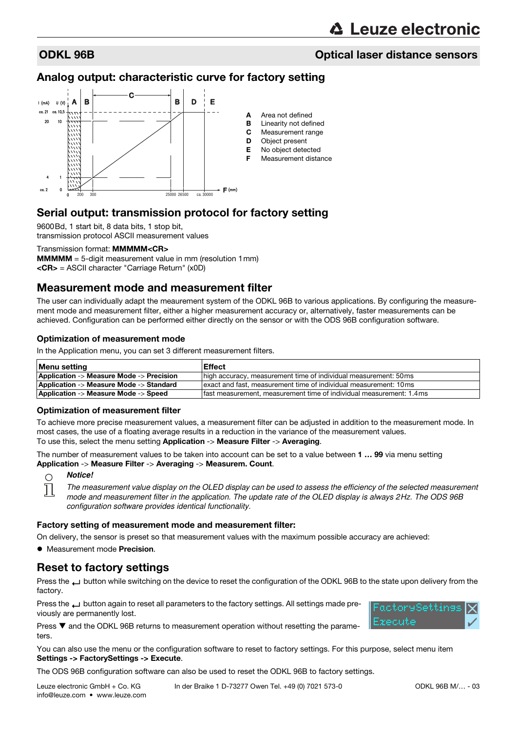## ODKL 96B — Optical laser distance sensors

## Analog output: characteristic curve for factory setting

I (mA) U (V) A B C B D E

ca. 21 ca. 10,5
20 10
4 1
ca. 2 0

0 200 300 25000 26500 ca. 30000 F (mm)

**A** Area not defined
**B** Linearity not defined
**C** Measurement range
**D** Object present
**E** No object detected
**F** Measurement distance

## Serial output: transmission protocol for factory setting

9600Bd, 1 start bit, 8 data bits, 1 stop bit,
transmission protocol ASCII measurement values

Transmission format: **MMMMM<CR>**
**MMMMM** = 5-digit measurement value in mm (resolution 1mm)
**<CR>** = ASCII character "Carriage Return" (x0D)

## Measurement mode and measurement filter

The user can individually adapt the meaurement system of the ODKL 96B to various applications. By configuring the measurement mode and measurement filter, either a higher measurement accuracy or, alternatively, faster measurements can be achieved. Configuration can be performed either directly on the sensor or with the ODS 96B configuration software.

### Optimization of measurement mode

In the Application menu, you can set 3 different measurement filters.

| Menu setting | Effect |
|---|---|
| **Application** -> **Measure Mode** -> **Precision** | high accuracy, measurement time of individual measurement: 50ms |
| **Application** -> **Measure Mode** -> **Standard** | exact and fast, measurement time of individual measurement: 10ms |
| **Application** -> **Measure Mode** -> **Speed** | fast measurement, measurement time of individual measurement: 1.4ms |

### Optimization of measurement filter

To achieve more precise measurement values, a measurement filter can be adjusted in addition to the measurement mode. In most cases, the use of a floating average results in a reduction in the variance of the measurement values.
To use this, select the menu setting **Application** -> **Measure Filter** -> **Averaging**.

The number of measurement values to be taken into account can be set to a value between **1 … 99** via menu setting **Application** -> **Measure Filter** -> **Averaging** -> **Measurem. Count**.

***Notice!***

*The measurement value display on the OLED display can be used to assess the efficiency of the selected measurement mode and measurement filter in the application. The update rate of the OLED display is always 2Hz. The ODS 96B configuration software provides identical functionality.*

### Factory setting of measurement mode and measurement filter:

On delivery, the sensor is preset so that measurement values with the maximum possible accuracy are achieved:

- Measurement mode **Precision**.

## Reset to factory settings

Press the ↵ button while switching on the device to reset the configuration of the ODKL 96B to the state upon delivery from the factory.

Press the ↵ button again to reset all parameters to the factory settings. All settings made previously are permanently lost.

Press ▼ and the ODKL 96B returns to measurement operation without resetting the parameters.

FactorySettings
Execute

You can also use the menu or the configuration software to reset to factory settings. For this purpose, select menu item **Settings -> FactorySettings -> Execute**.

The ODS 96B configuration software can also be used to reset the ODKL 96B to factory settings.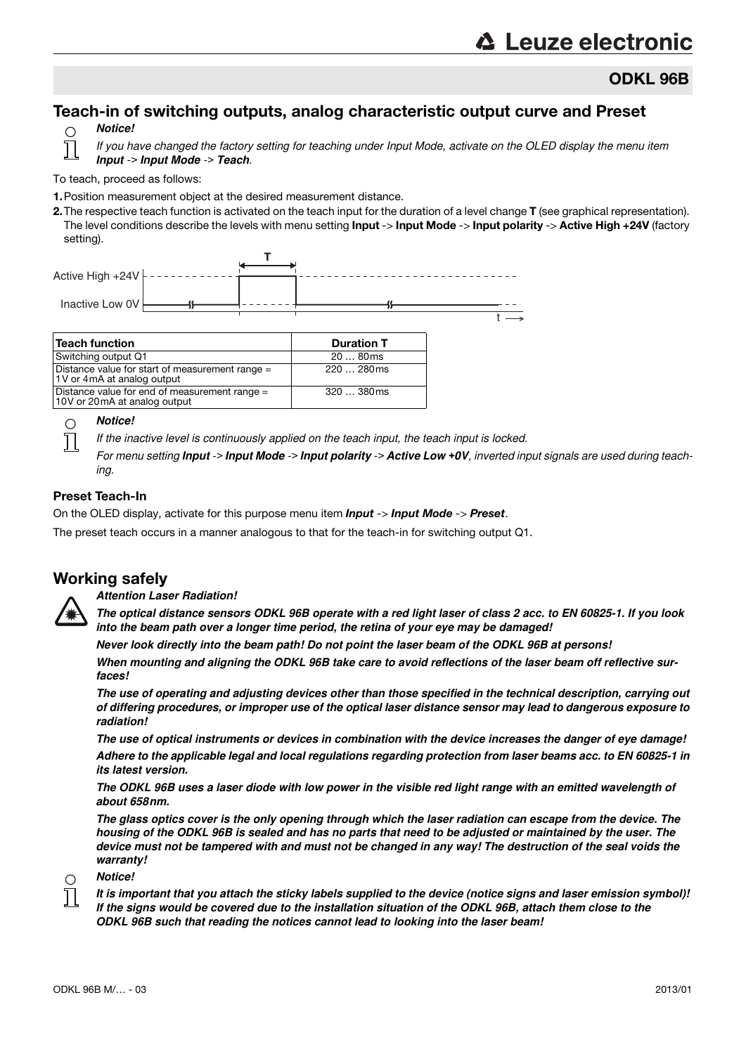## ODKL 96B

## Teach-in of switching outputs, analog characteristic output curve and Preset

***Notice!***

*If you have changed the factory setting for teaching under Input Mode, activate on the OLED display the menu item **Input** -> **Input Mode** -> **Teach**.*

To teach, proceed as follows:

1. Position measurement object at the desired measurement distance.
2. The respective teach function is activated on the teach input for the duration of a level change **T** (see graphical representation). The level conditions describe the levels with menu setting **Input** -> **Input Mode** -> **Input polarity** -> **Active High +24V** (factory setting).

T

Active High +24V

Inactive Low 0V

t

| Teach function | Duration T |
|---|---|
| Switching output Q1 | 20 … 80ms |
| Distance value for start of measurement range = 1V or 4mA at analog output | 220 … 280ms |
| Distance value for end of measurement range = 10V or 20mA at analog output | 320 … 380ms |

***Notice!***

*If the inactive level is continuously applied on the teach input, the teach input is locked.*

*For menu setting **Input** -> **Input Mode** -> **Input polarity** -> **Active Low +0V**, inverted input signals are used during teaching.*

### Preset Teach-In

On the OLED display, activate for this purpose menu item ***Input*** -> ***Input Mode*** -> ***Preset***.

The preset teach occurs in a manner analogous to that for the teach-in for switching output Q1.

## Working safely

***Attention Laser Radiation!***

***The optical distance sensors ODKL 96B operate with a red light laser of class 2 acc. to EN 60825-1. If you look into the beam path over a longer time period, the retina of your eye may be damaged!***

***Never look directly into the beam path! Do not point the laser beam of the ODKL 96B at persons!***

***When mounting and aligning the ODKL 96B take care to avoid reflections of the laser beam off reflective surfaces!***

***The use of operating and adjusting devices other than those specified in the technical description, carrying out of differing procedures, or improper use of the optical laser distance sensor may lead to dangerous exposure to radiation!***

***The use of optical instruments or devices in combination with the device increases the danger of eye damage!***

***Adhere to the applicable legal and local regulations regarding protection from laser beams acc. to EN 60825-1 in its latest version.***

***The ODKL 96B uses a laser diode with low power in the visible red light range with an emitted wavelength of about 658nm.***

***The glass optics cover is the only opening through which the laser radiation can escape from the device. The housing of the ODKL 96B is sealed and has no parts that need to be adjusted or maintained by the user. The device must not be tampered with and must not be changed in any way! The destruction of the seal voids the warranty!***

***Notice!***

***It is important that you attach the sticky labels supplied to the device (notice signs and laser emission symbol)! If the signs would be covered due to the installation situation of the ODKL 96B, attach them close to the ODKL 96B such that reading the notices cannot lead to looking into the laser beam!***